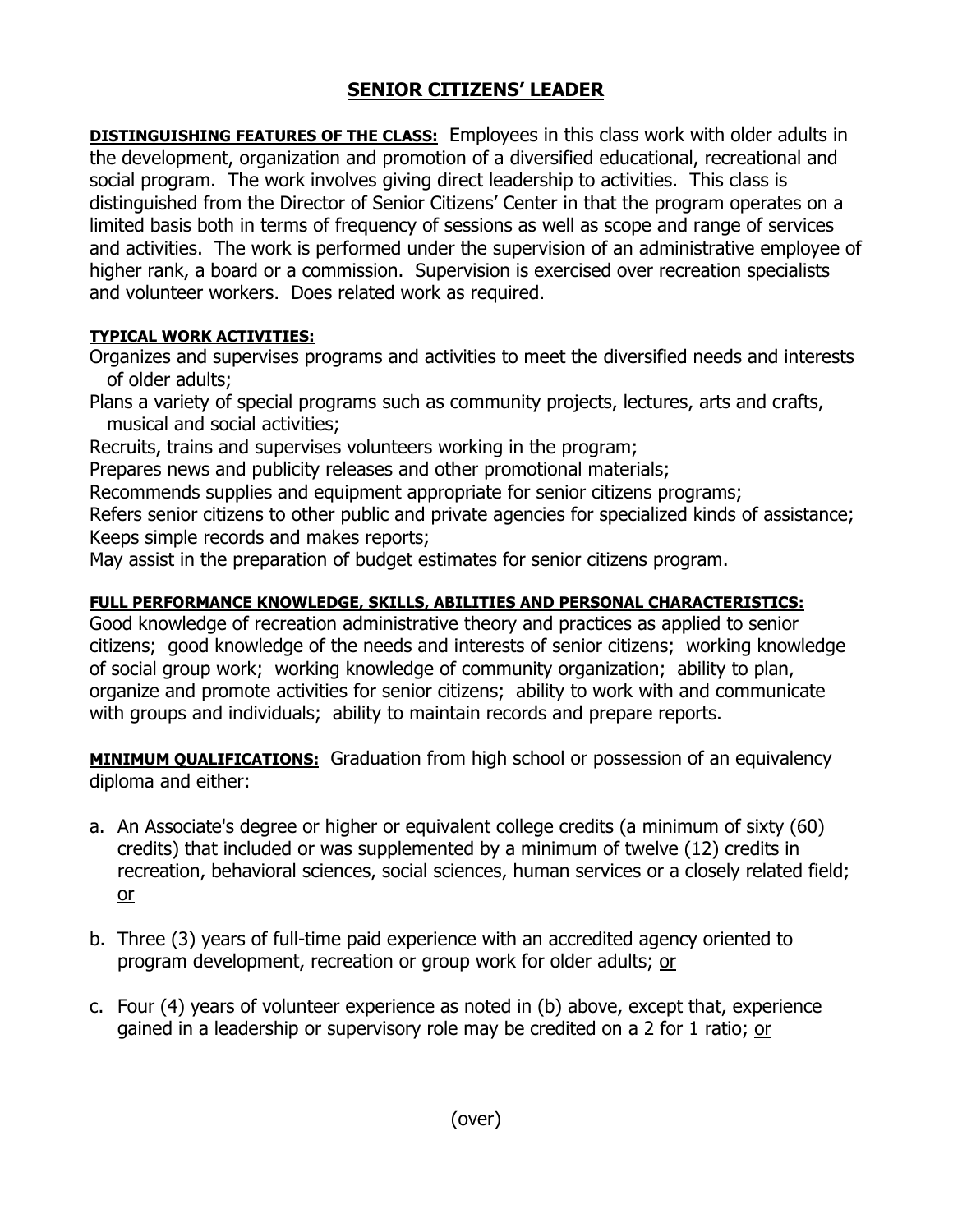# SENIOR CITIZENS' LEADER

**DISTINGUISHING FEATURES OF THE CLASS:** Employees in this class work with older adults in the development, organization and promotion of a diversified educational, recreational and social program. The work involves giving direct leadership to activities. This class is distinguished from the Director of Senior Citizens' Center in that the program operates on a limited basis both in terms of frequency of sessions as well as scope and range of services and activities. The work is performed under the supervision of an administrative employee of higher rank, a board or a commission. Supervision is exercised over recreation specialists and volunteer workers. Does related work as required.

**TYPICAL WORK ACTIVITIES:**

Organizes and supervises programs and activities to meet the diversified needs and interests of older adults;
Plans a variety of special programs such as community projects, lectures, arts and crafts, musical and social activities;
Recruits, trains and supervises volunteers working in the program;
Prepares news and publicity releases and other promotional materials;
Recommends supplies and equipment appropriate for senior citizens programs;
Refers senior citizens to other public and private agencies for specialized kinds of assistance;
Keeps simple records and makes reports;
May assist in the preparation of budget estimates for senior citizens program.

**FULL PERFORMANCE KNOWLEDGE, SKILLS, ABILITIES AND PERSONAL CHARACTERISTICS:**

Good knowledge of recreation administrative theory and practices as applied to senior citizens; good knowledge of the needs and interests of senior citizens; working knowledge of social group work; working knowledge of community organization; ability to plan, organize and promote activities for senior citizens; ability to work with and communicate with groups and individuals; ability to maintain records and prepare reports.

**MINIMUM QUALIFICATIONS:** Graduation from high school or possession of an equivalency diploma and either:

a. An Associate's degree or higher or equivalent college credits (a minimum of sixty (60) credits) that included or was supplemented by a minimum of twelve (12) credits in recreation, behavioral sciences, social sciences, human services or a closely related field; or

b. Three (3) years of full-time paid experience with an accredited agency oriented to program development, recreation or group work for older adults; or

c. Four (4) years of volunteer experience as noted in (b) above, except that, experience gained in a leadership or supervisory role may be credited on a 2 for 1 ratio; or

(over)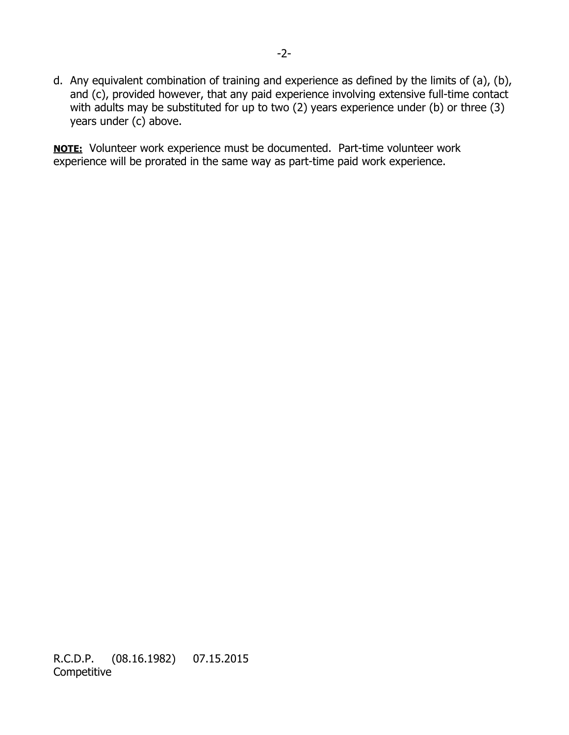d. Any equivalent combination of training and experience as defined by the limits of (a), (b), and (c), provided however, that any paid experience involving extensive full-time contact with adults may be substituted for up to two (2) years experience under (b) or three (3) years under (c) above.

**NOTE:** Volunteer work experience must be documented. Part-time volunteer work experience will be prorated in the same way as part-time paid work experience.

R.C.D.P. (08.16.1982) 07.15.2015
Competitive